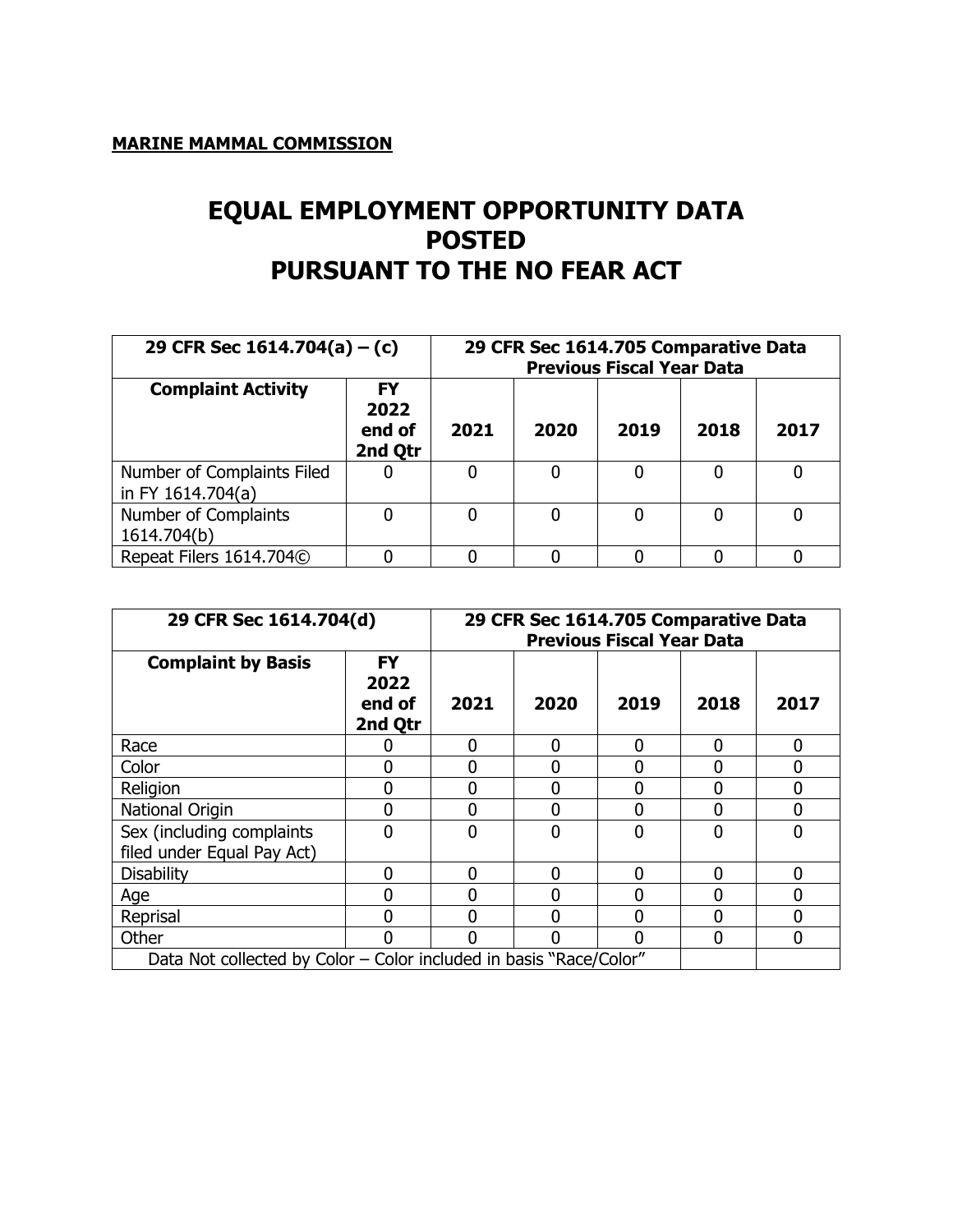**MARINE MAMMAL COMMISSION**

# EQUAL EMPLOYMENT OPPORTUNITY DATA POSTED PURSUANT TO THE NO FEAR ACT

| 29 CFR Sec 1614.704(a) – (c) | | 29 CFR Sec 1614.705 Comparative Data Previous Fiscal Year Data | | | | |
|---|---|---|---|---|---|---|
| **Complaint Activity** | **FY 2022 end of 2nd Qtr** | **2021** | **2020** | **2019** | **2018** | **2017** |
| Number of Complaints Filed in FY 1614.704(a) | 0 | 0 | 0 | 0 | 0 | 0 |
| Number of Complaints 1614.704(b) | 0 | 0 | 0 | 0 | 0 | 0 |
| Repeat Filers 1614.704© | 0 | 0 | 0 | 0 | 0 | 0 |

| 29 CFR Sec 1614.704(d) | | 29 CFR Sec 1614.705 Comparative Data Previous Fiscal Year Data | | | | |
|---|---|---|---|---|---|---|
| **Complaint by Basis** | **FY 2022 end of 2nd Qtr** | **2021** | **2020** | **2019** | **2018** | **2017** |
| Race | 0 | 0 | 0 | 0 | 0 | 0 |
| Color | 0 | 0 | 0 | 0 | 0 | 0 |
| Religion | 0 | 0 | 0 | 0 | 0 | 0 |
| National Origin | 0 | 0 | 0 | 0 | 0 | 0 |
| Sex (including complaints filed under Equal Pay Act) | 0 | 0 | 0 | 0 | 0 | 0 |
| Disability | 0 | 0 | 0 | 0 | 0 | 0 |
| Age | 0 | 0 | 0 | 0 | 0 | 0 |
| Reprisal | 0 | 0 | 0 | 0 | 0 | 0 |
| Other | 0 | 0 | 0 | 0 | 0 | 0 |
| Data Not collected by Color – Color included in basis "Race/Color" | | | | | | |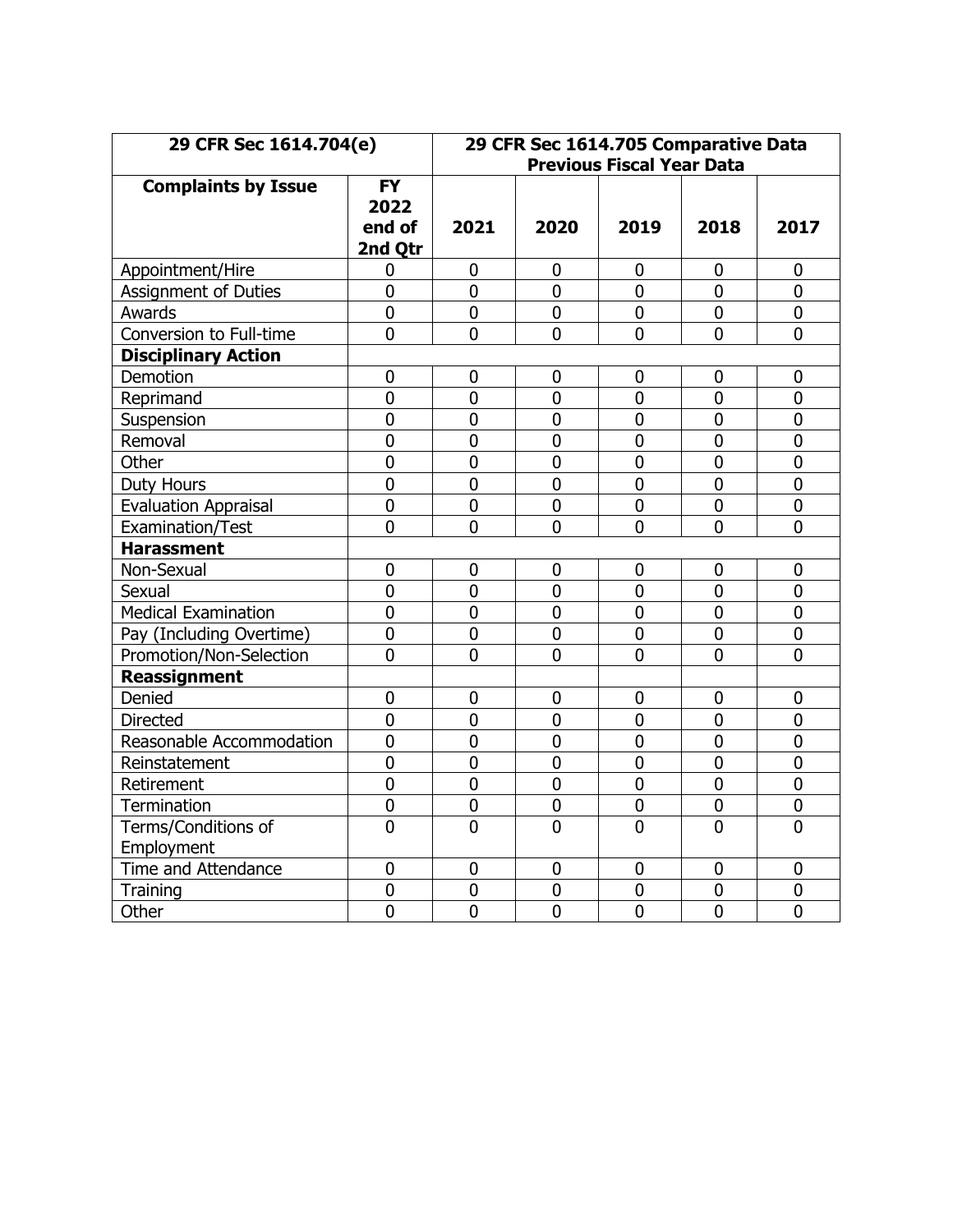| 29 CFR Sec 1614.704(e) | | 29 CFR Sec 1614.705 Comparative Data Previous Fiscal Year Data | | | | |
|---|---|---|---|---|---|---|
| **Complaints by Issue** | **FY 2022 end of 2nd Qtr** | **2021** | **2020** | **2019** | **2018** | **2017** |
| Appointment/Hire | 0 | 0 | 0 | 0 | 0 | 0 |
| Assignment of Duties | 0 | 0 | 0 | 0 | 0 | 0 |
| Awards | 0 | 0 | 0 | 0 | 0 | 0 |
| Conversion to Full-time | 0 | 0 | 0 | 0 | 0 | 0 |
| **Disciplinary Action** | | | | | | |
| Demotion | 0 | 0 | 0 | 0 | 0 | 0 |
| Reprimand | 0 | 0 | 0 | 0 | 0 | 0 |
| Suspension | 0 | 0 | 0 | 0 | 0 | 0 |
| Removal | 0 | 0 | 0 | 0 | 0 | 0 |
| Other | 0 | 0 | 0 | 0 | 0 | 0 |
| Duty Hours | 0 | 0 | 0 | 0 | 0 | 0 |
| Evaluation Appraisal | 0 | 0 | 0 | 0 | 0 | 0 |
| Examination/Test | 0 | 0 | 0 | 0 | 0 | 0 |
| **Harassment** | | | | | | |
| Non-Sexual | 0 | 0 | 0 | 0 | 0 | 0 |
| Sexual | 0 | 0 | 0 | 0 | 0 | 0 |
| Medical Examination | 0 | 0 | 0 | 0 | 0 | 0 |
| Pay (Including Overtime) | 0 | 0 | 0 | 0 | 0 | 0 |
| Promotion/Non-Selection | 0 | 0 | 0 | 0 | 0 | 0 |
| **Reassignment** | | | | | | |
| Denied | 0 | 0 | 0 | 0 | 0 | 0 |
| Directed | 0 | 0 | 0 | 0 | 0 | 0 |
| Reasonable Accommodation | 0 | 0 | 0 | 0 | 0 | 0 |
| Reinstatement | 0 | 0 | 0 | 0 | 0 | 0 |
| Retirement | 0 | 0 | 0 | 0 | 0 | 0 |
| Termination | 0 | 0 | 0 | 0 | 0 | 0 |
| Terms/Conditions of Employment | 0 | 0 | 0 | 0 | 0 | 0 |
| Time and Attendance | 0 | 0 | 0 | 0 | 0 | 0 |
| Training | 0 | 0 | 0 | 0 | 0 | 0 |
| Other | 0 | 0 | 0 | 0 | 0 | 0 |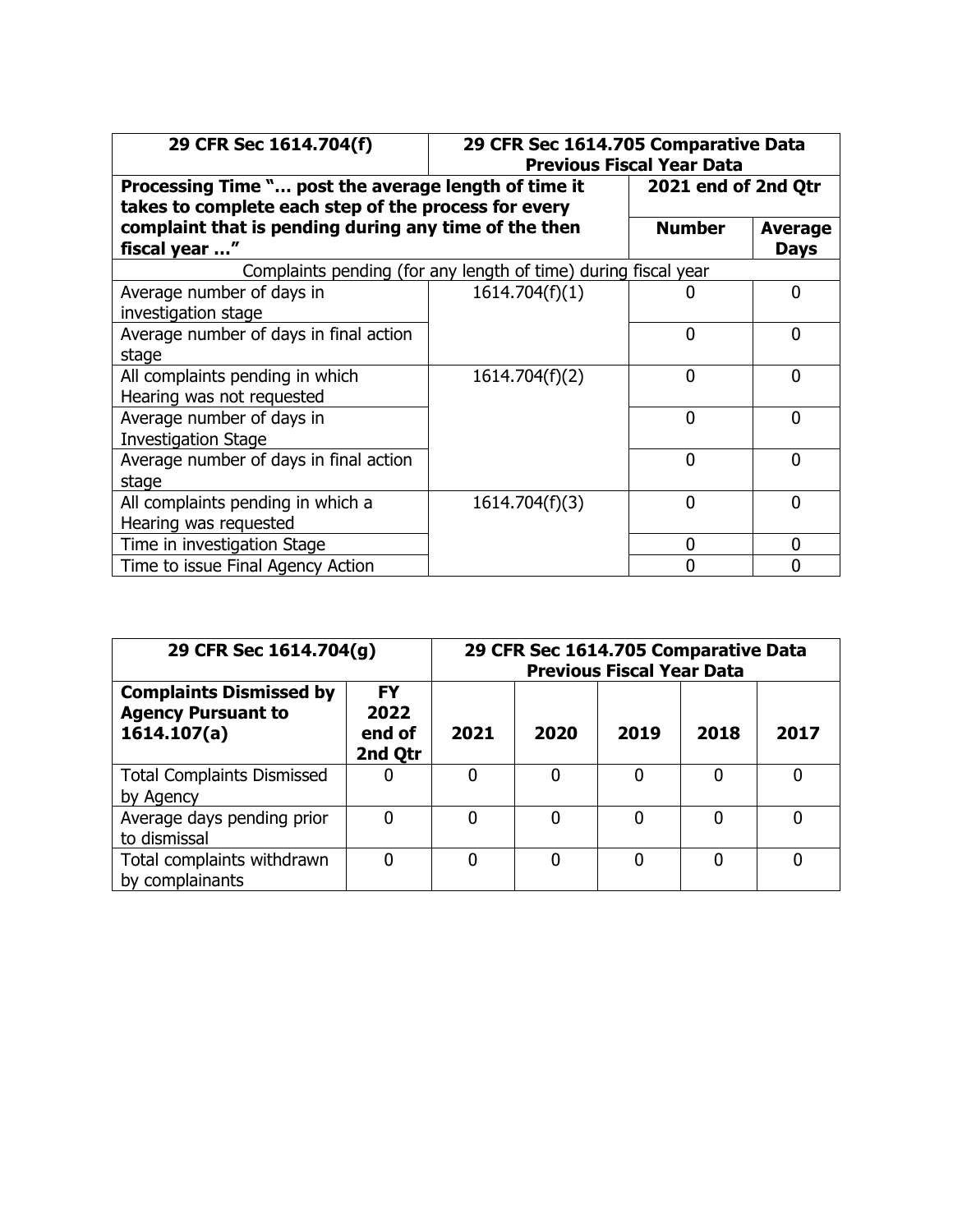| 29 CFR Sec 1614.704(f) | 29 CFR Sec 1614.705 Comparative Data Previous Fiscal Year Data | | |
|---|---|---|---|
| **Processing Time "… post the average length of time it takes to complete each step of the process for every complaint that is pending during any time of the then fiscal year …"** | | **2021 end of 2nd Qtr** | |
| | | **Number** | **Average Days** |
| Complaints pending (for any length of time) during fiscal year | | | |
| Average number of days in investigation stage | 1614.704(f)(1) | 0 | 0 |
| Average number of days in final action stage | | 0 | 0 |
| All complaints pending in which Hearing was not requested | 1614.704(f)(2) | 0 | 0 |
| Average number of days in Investigation Stage | | 0 | 0 |
| Average number of days in final action stage | | 0 | 0 |
| All complaints pending in which a Hearing was requested | 1614.704(f)(3) | 0 | 0 |
| Time in investigation Stage | | 0 | 0 |
| Time to issue Final Agency Action | | 0 | 0 |

| 29 CFR Sec 1614.704(g) | | 29 CFR Sec 1614.705 Comparative Data Previous Fiscal Year Data | | | | |
|---|---|---|---|---|---|---|
| **Complaints Dismissed by Agency Pursuant to 1614.107(a)** | **FY 2022 end of 2nd Qtr** | **2021** | **2020** | **2019** | **2018** | **2017** |
| Total Complaints Dismissed by Agency | 0 | 0 | 0 | 0 | 0 | 0 |
| Average days pending prior to dismissal | 0 | 0 | 0 | 0 | 0 | 0 |
| Total complaints withdrawn by complainants | 0 | 0 | 0 | 0 | 0 | 0 |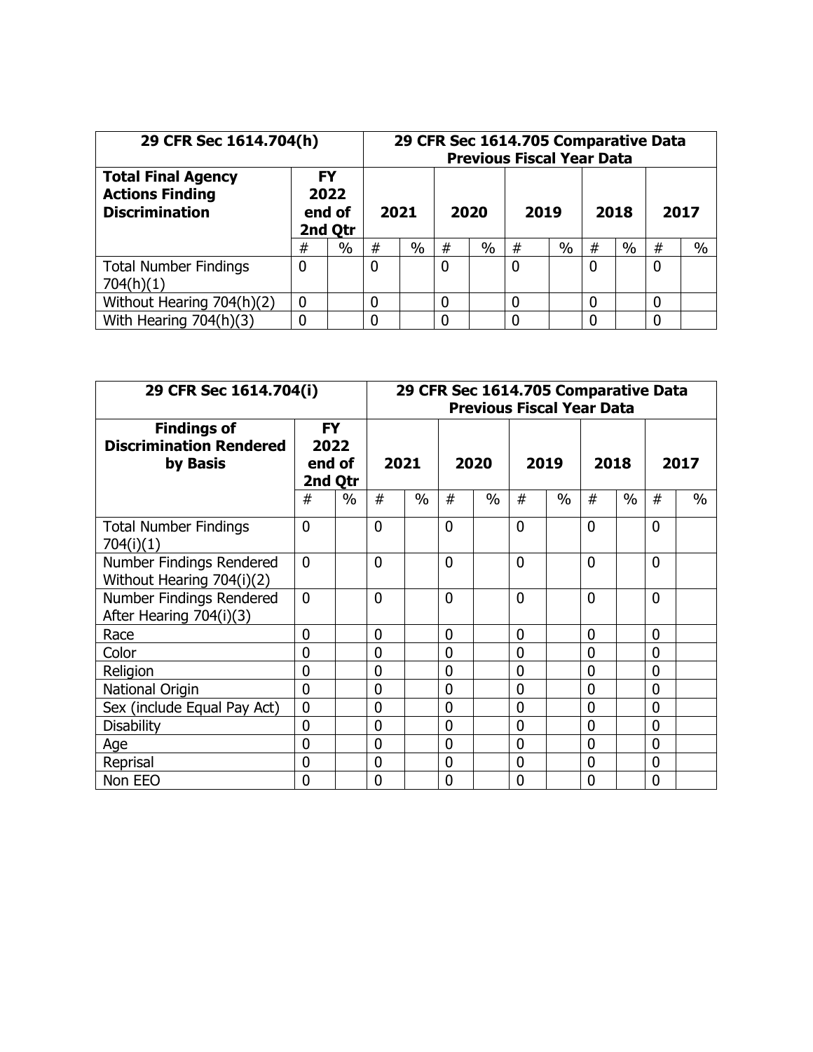| 29 CFR Sec 1614.704(h) | | | 29 CFR Sec 1614.705 Comparative Data Previous Fiscal Year Data | | | | | | | | | |
|---|---|---|---|---|---|---|---|---|---|---|---|---|
| **Total Final Agency Actions Finding Discrimination** | **FY 2022 end of 2nd Qtr** | | **2021** | | **2020** | | **2019** | | **2018** | | **2017** | |
| | # | % | # | % | # | % | # | % | # | % | # | % |
| Total Number Findings 704(h)(1) | 0 | | 0 | | 0 | | 0 | | 0 | | 0 | |
| Without Hearing 704(h)(2) | 0 | | 0 | | 0 | | 0 | | 0 | | 0 | |
| With Hearing 704(h)(3) | 0 | | 0 | | 0 | | 0 | | 0 | | 0 | |

| 29 CFR Sec 1614.704(i) | | | 29 CFR Sec 1614.705 Comparative Data Previous Fiscal Year Data | | | | | | | | | |
|---|---|---|---|---|---|---|---|---|---|---|---|---|
| **Findings of Discrimination Rendered by Basis** | **FY 2022 end of 2nd Qtr** | | **2021** | | **2020** | | **2019** | | **2018** | | **2017** | |
| | # | % | # | % | # | % | # | % | # | % | # | % |
| Total Number Findings 704(i)(1) | 0 | | 0 | | 0 | | 0 | | 0 | | 0 | |
| Number Findings Rendered Without Hearing 704(i)(2) | 0 | | 0 | | 0 | | 0 | | 0 | | 0 | |
| Number Findings Rendered After Hearing 704(i)(3) | 0 | | 0 | | 0 | | 0 | | 0 | | 0 | |
| Race | 0 | | 0 | | 0 | | 0 | | 0 | | 0 | |
| Color | 0 | | 0 | | 0 | | 0 | | 0 | | 0 | |
| Religion | 0 | | 0 | | 0 | | 0 | | 0 | | 0 | |
| National Origin | 0 | | 0 | | 0 | | 0 | | 0 | | 0 | |
| Sex (include Equal Pay Act) | 0 | | 0 | | 0 | | 0 | | 0 | | 0 | |
| Disability | 0 | | 0 | | 0 | | 0 | | 0 | | 0 | |
| Age | 0 | | 0 | | 0 | | 0 | | 0 | | 0 | |
| Reprisal | 0 | | 0 | | 0 | | 0 | | 0 | | 0 | |
| Non EEO | 0 | | 0 | | 0 | | 0 | | 0 | | 0 | |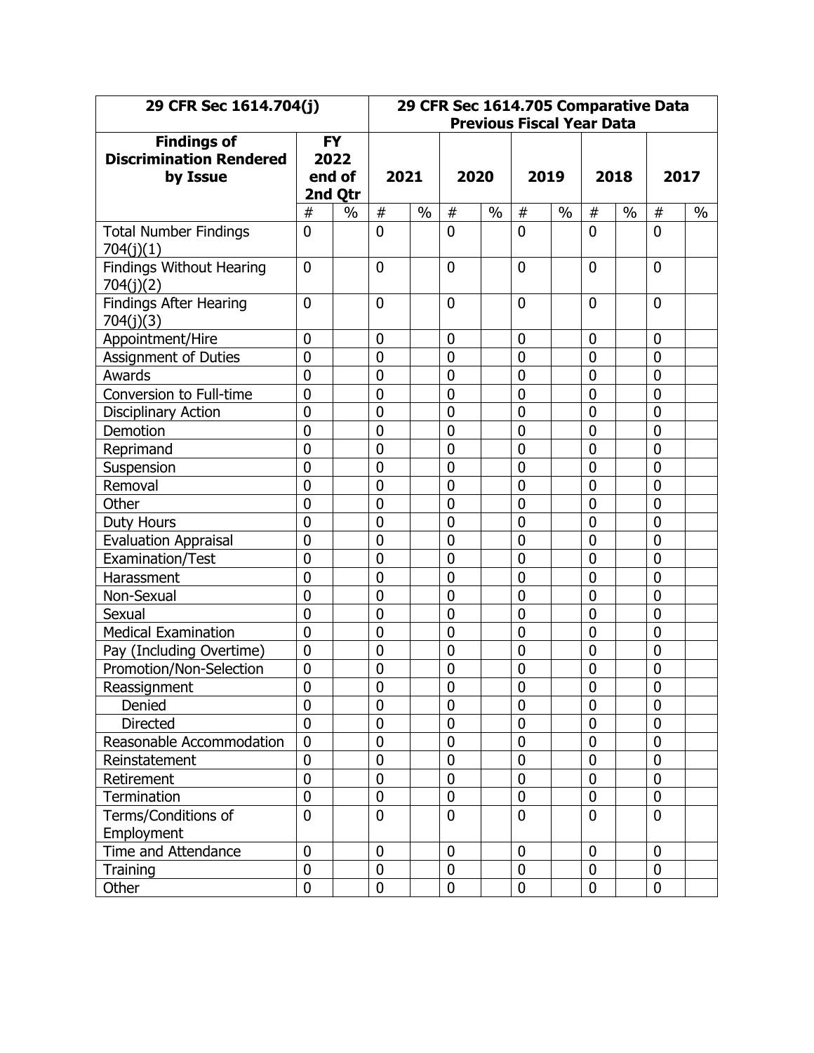| 29 CFR Sec 1614.704(j) | | | 29 CFR Sec 1614.705 Comparative Data Previous Fiscal Year Data | | | | | | | | | |
|---|---|---|---|---|---|---|---|---|---|---|---|---|
| **Findings of Discrimination Rendered by Issue** | **FY 2022 end of 2nd Qtr** | | **2021** | | **2020** | | **2019** | | **2018** | | **2017** | |
| | # | % | # | % | # | % | # | % | # | % | # | % |
| Total Number Findings 704(j)(1) | 0 | | 0 | | 0 | | 0 | | 0 | | 0 | |
| Findings Without Hearing 704(j)(2) | 0 | | 0 | | 0 | | 0 | | 0 | | 0 | |
| Findings After Hearing 704(j)(3) | 0 | | 0 | | 0 | | 0 | | 0 | | 0 | |
| Appointment/Hire | 0 | | 0 | | 0 | | 0 | | 0 | | 0 | |
| Assignment of Duties | 0 | | 0 | | 0 | | 0 | | 0 | | 0 | |
| Awards | 0 | | 0 | | 0 | | 0 | | 0 | | 0 | |
| Conversion to Full-time | 0 | | 0 | | 0 | | 0 | | 0 | | 0 | |
| Disciplinary Action | 0 | | 0 | | 0 | | 0 | | 0 | | 0 | |
| Demotion | 0 | | 0 | | 0 | | 0 | | 0 | | 0 | |
| Reprimand | 0 | | 0 | | 0 | | 0 | | 0 | | 0 | |
| Suspension | 0 | | 0 | | 0 | | 0 | | 0 | | 0 | |
| Removal | 0 | | 0 | | 0 | | 0 | | 0 | | 0 | |
| Other | 0 | | 0 | | 0 | | 0 | | 0 | | 0 | |
| Duty Hours | 0 | | 0 | | 0 | | 0 | | 0 | | 0 | |
| Evaluation Appraisal | 0 | | 0 | | 0 | | 0 | | 0 | | 0 | |
| Examination/Test | 0 | | 0 | | 0 | | 0 | | 0 | | 0 | |
| Harassment | 0 | | 0 | | 0 | | 0 | | 0 | | 0 | |
| Non-Sexual | 0 | | 0 | | 0 | | 0 | | 0 | | 0 | |
| Sexual | 0 | | 0 | | 0 | | 0 | | 0 | | 0 | |
| Medical Examination | 0 | | 0 | | 0 | | 0 | | 0 | | 0 | |
| Pay (Including Overtime) | 0 | | 0 | | 0 | | 0 | | 0 | | 0 | |
| Promotion/Non-Selection | 0 | | 0 | | 0 | | 0 | | 0 | | 0 | |
| Reassignment | 0 | | 0 | | 0 | | 0 | | 0 | | 0 | |
| Denied | 0 | | 0 | | 0 | | 0 | | 0 | | 0 | |
| Directed | 0 | | 0 | | 0 | | 0 | | 0 | | 0 | |
| Reasonable Accommodation | 0 | | 0 | | 0 | | 0 | | 0 | | 0 | |
| Reinstatement | 0 | | 0 | | 0 | | 0 | | 0 | | 0 | |
| Retirement | 0 | | 0 | | 0 | | 0 | | 0 | | 0 | |
| Termination | 0 | | 0 | | 0 | | 0 | | 0 | | 0 | |
| Terms/Conditions of Employment | 0 | | 0 | | 0 | | 0 | | 0 | | 0 | |
| Time and Attendance | 0 | | 0 | | 0 | | 0 | | 0 | | 0 | |
| Training | 0 | | 0 | | 0 | | 0 | | 0 | | 0 | |
| Other | 0 | | 0 | | 0 | | 0 | | 0 | | 0 | |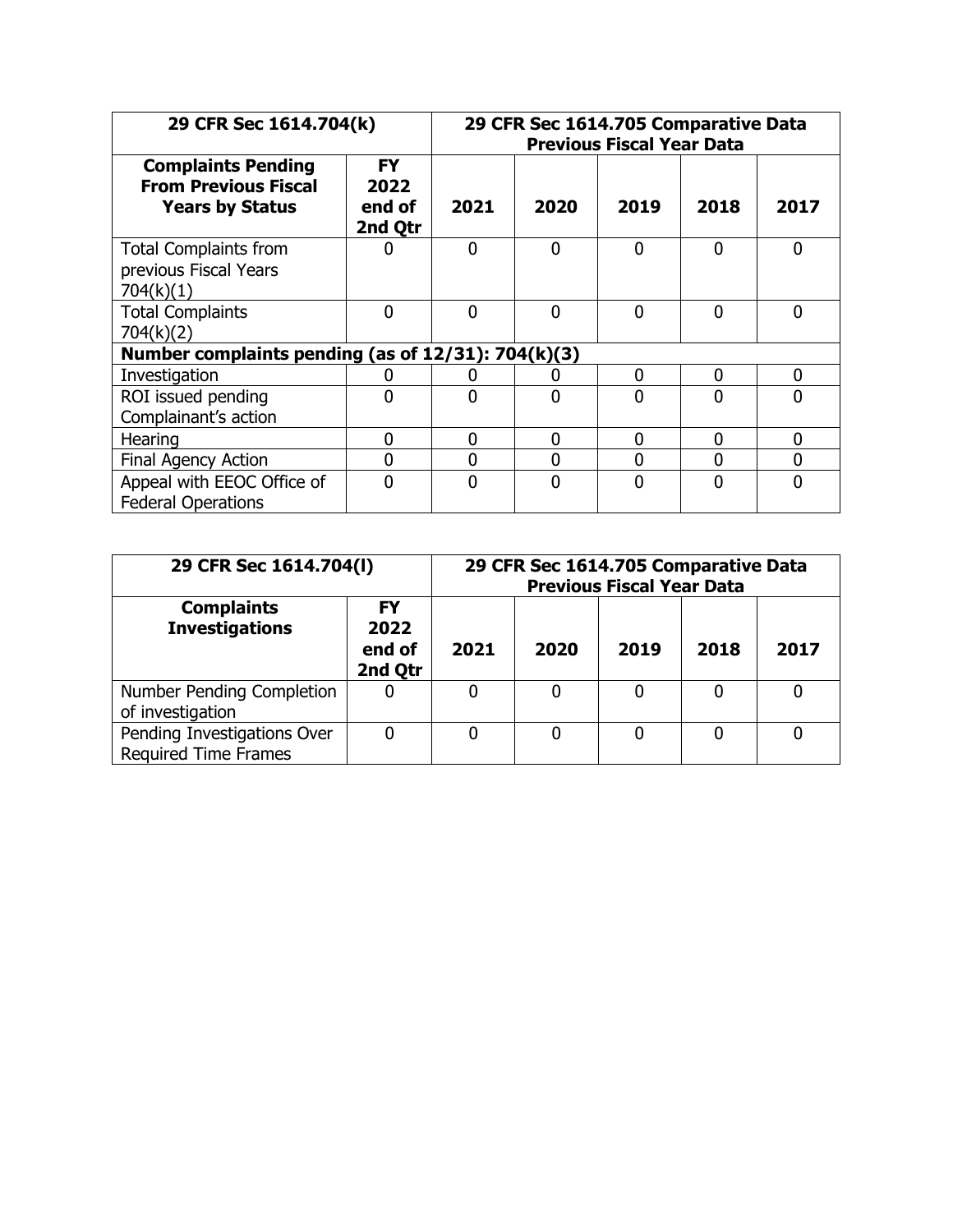| 29 CFR Sec 1614.704(k) | | 29 CFR Sec 1614.705 Comparative Data Previous Fiscal Year Data | | | | |
|---|---|---|---|---|---|---|
| **Complaints Pending From Previous Fiscal Years by Status** | **FY 2022 end of 2nd Qtr** | **2021** | **2020** | **2019** | **2018** | **2017** |
| Total Complaints from previous Fiscal Years 704(k)(1) | 0 | 0 | 0 | 0 | 0 | 0 |
| Total Complaints 704(k)(2) | 0 | 0 | 0 | 0 | 0 | 0 |
| **Number complaints pending (as of 12/31): 704(k)(3)** | | | | | | |
| Investigation | 0 | 0 | 0 | 0 | 0 | 0 |
| ROI issued pending Complainant's action | 0 | 0 | 0 | 0 | 0 | 0 |
| Hearing | 0 | 0 | 0 | 0 | 0 | 0 |
| Final Agency Action | 0 | 0 | 0 | 0 | 0 | 0 |
| Appeal with EEOC Office of Federal Operations | 0 | 0 | 0 | 0 | 0 | 0 |

| 29 CFR Sec 1614.704(l) | | 29 CFR Sec 1614.705 Comparative Data Previous Fiscal Year Data | | | | |
|---|---|---|---|---|---|---|
| **Complaints Investigations** | **FY 2022 end of 2nd Qtr** | **2021** | **2020** | **2019** | **2018** | **2017** |
| Number Pending Completion of investigation | 0 | 0 | 0 | 0 | 0 | 0 |
| Pending Investigations Over Required Time Frames | 0 | 0 | 0 | 0 | 0 | 0 |